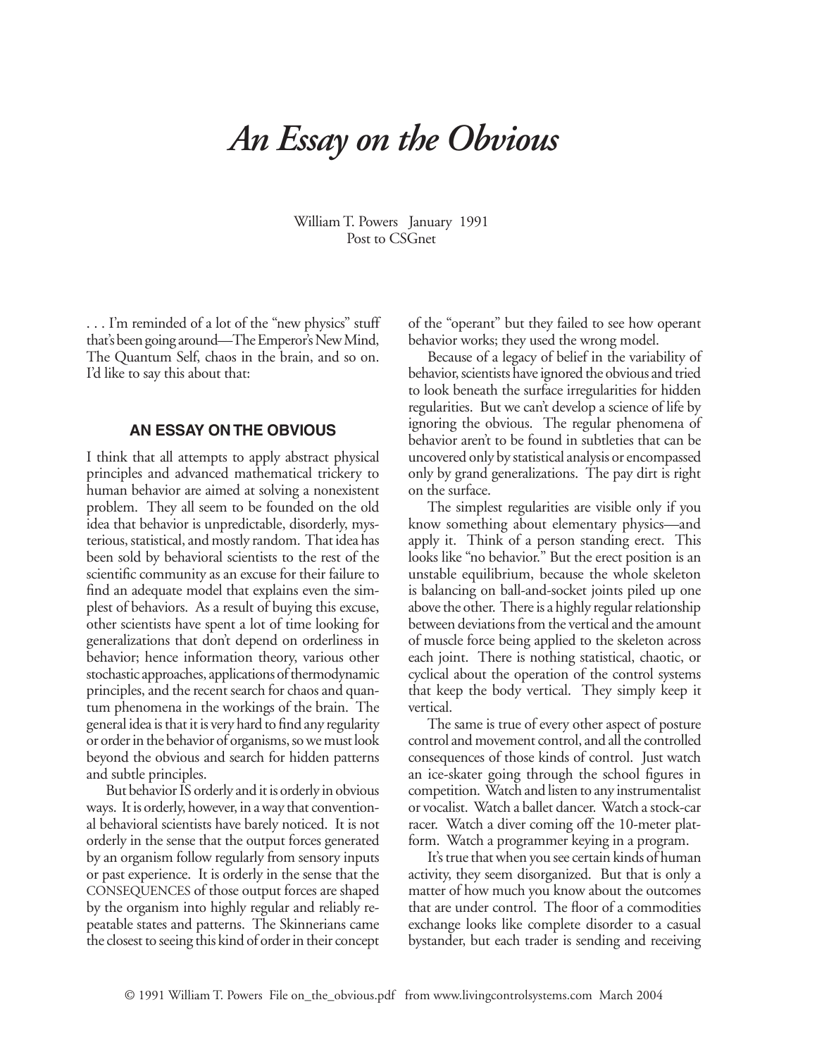# *An Essay on the Obvious*

William T. Powers January 1991
Post to CSGnet

. . . I'm reminded of a lot of the "new physics" stuff that's been going around—The Emperor's New Mind, The Quantum Self, chaos in the brain, and so on. I'd like to say this about that:

### AN ESSAY ON THE OBVIOUS

I think that all attempts to apply abstract physical principles and advanced mathematical trickery to human behavior are aimed at solving a nonexistent problem. They all seem to be founded on the old idea that behavior is unpredictable, disorderly, mysterious, statistical, and mostly random. That idea has been sold by behavioral scientists to the rest of the scientific community as an excuse for their failure to find an adequate model that explains even the simplest of behaviors. As a result of buying this excuse, other scientists have spent a lot of time looking for generalizations that don't depend on orderliness in behavior; hence information theory, various other stochastic approaches, applications of thermodynamic principles, and the recent search for chaos and quantum phenomena in the workings of the brain. The general idea is that it is very hard to find any regularity or order in the behavior of organisms, so we must look beyond the obvious and search for hidden patterns and subtle principles.

But behavior IS orderly and it is orderly in obvious ways. It is orderly, however, in a way that conventional behavioral scientists have barely noticed. It is not orderly in the sense that the output forces generated by an organism follow regularly from sensory inputs or past experience. It is orderly in the sense that the CONSEQUENCES of those output forces are shaped by the organism into highly regular and reliably repeatable states and patterns. The Skinnerians came the closest to seeing this kind of order in their concept of the "operant" but they failed to see how operant behavior works; they used the wrong model.

Because of a legacy of belief in the variability of behavior, scientists have ignored the obvious and tried to look beneath the surface irregularities for hidden regularities. But we can't develop a science of life by ignoring the obvious. The regular phenomena of behavior aren't to be found in subtleties that can be uncovered only by statistical analysis or encompassed only by grand generalizations. The pay dirt is right on the surface.

The simplest regularities are visible only if you know something about elementary physics—and apply it. Think of a person standing erect. This looks like "no behavior." But the erect position is an unstable equilibrium, because the whole skeleton is balancing on ball-and-socket joints piled up one above the other. There is a highly regular relationship between deviations from the vertical and the amount of muscle force being applied to the skeleton across each joint. There is nothing statistical, chaotic, or cyclical about the operation of the control systems that keep the body vertical. They simply keep it vertical.

The same is true of every other aspect of posture control and movement control, and all the controlled consequences of those kinds of control. Just watch an ice-skater going through the school figures in competition. Watch and listen to any instrumentalist or vocalist. Watch a ballet dancer. Watch a stock-car racer. Watch a diver coming off the 10-meter platform. Watch a programmer keying in a program.

It's true that when you see certain kinds of human activity, they seem disorganized. But that is only a matter of how much you know about the outcomes that are under control. The floor of a commodities exchange looks like complete disorder to a casual bystander, but each trader is sending and receiving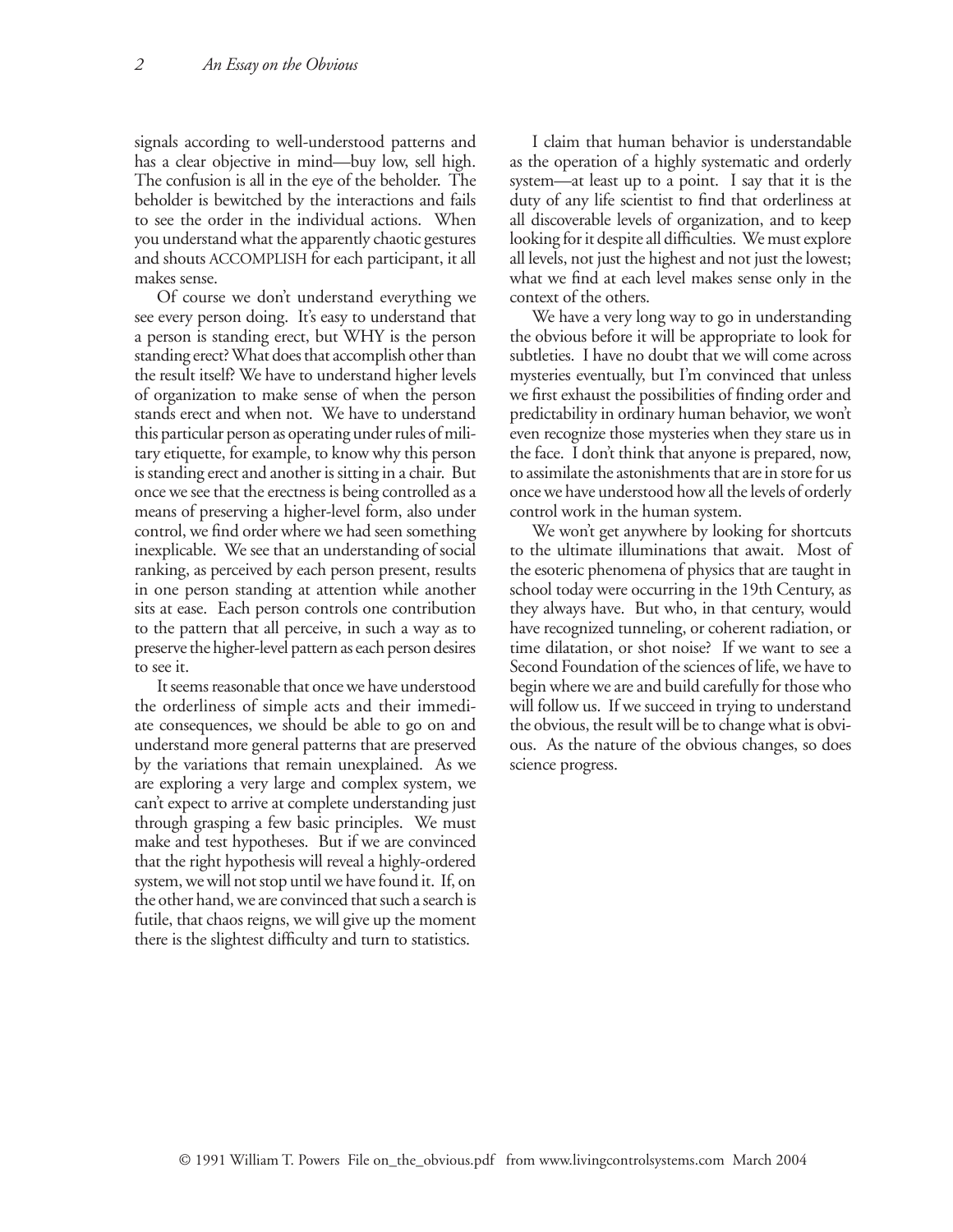signals according to well-understood patterns and has a clear objective in mind—buy low, sell high. The confusion is all in the eye of the beholder. The beholder is bewitched by the interactions and fails to see the order in the individual actions. When you understand what the apparently chaotic gestures and shouts ACCOMPLISH for each participant, it all makes sense.

Of course we don't understand everything we see every person doing. It's easy to understand that a person is standing erect, but WHY is the person standing erect? What does that accomplish other than the result itself? We have to understand higher levels of organization to make sense of when the person stands erect and when not. We have to understand this particular person as operating under rules of military etiquette, for example, to know why this person is standing erect and another is sitting in a chair. But once we see that the erectness is being controlled as a means of preserving a higher-level form, also under control, we find order where we had seen something inexplicable. We see that an understanding of social ranking, as perceived by each person present, results in one person standing at attention while another sits at ease. Each person controls one contribution to the pattern that all perceive, in such a way as to preserve the higher-level pattern as each person desires to see it.

It seems reasonable that once we have understood the orderliness of simple acts and their immediate consequences, we should be able to go on and understand more general patterns that are preserved by the variations that remain unexplained. As we are exploring a very large and complex system, we can't expect to arrive at complete understanding just through grasping a few basic principles. We must make and test hypotheses. But if we are convinced that the right hypothesis will reveal a highly-ordered system, we will not stop until we have found it. If, on the other hand, we are convinced that such a search is futile, that chaos reigns, we will give up the moment there is the slightest difficulty and turn to statistics.

I claim that human behavior is understandable as the operation of a highly systematic and orderly system—at least up to a point. I say that it is the duty of any life scientist to find that orderliness at all discoverable levels of organization, and to keep looking for it despite all difficulties. We must explore all levels, not just the highest and not just the lowest; what we find at each level makes sense only in the context of the others.

We have a very long way to go in understanding the obvious before it will be appropriate to look for subtleties. I have no doubt that we will come across mysteries eventually, but I'm convinced that unless we first exhaust the possibilities of finding order and predictability in ordinary human behavior, we won't even recognize those mysteries when they stare us in the face. I don't think that anyone is prepared, now, to assimilate the astonishments that are in store for us once we have understood how all the levels of orderly control work in the human system.

We won't get anywhere by looking for shortcuts to the ultimate illuminations that await. Most of the esoteric phenomena of physics that are taught in school today were occurring in the 19th Century, as they always have. But who, in that century, would have recognized tunneling, or coherent radiation, or time dilatation, or shot noise? If we want to see a Second Foundation of the sciences of life, we have to begin where we are and build carefully for those who will follow us. If we succeed in trying to understand the obvious, the result will be to change what is obvious. As the nature of the obvious changes, so does science progress.

© 1991 William T. Powers File on_the_obvious.pdf from www.livingcontrolsystems.com March 2004